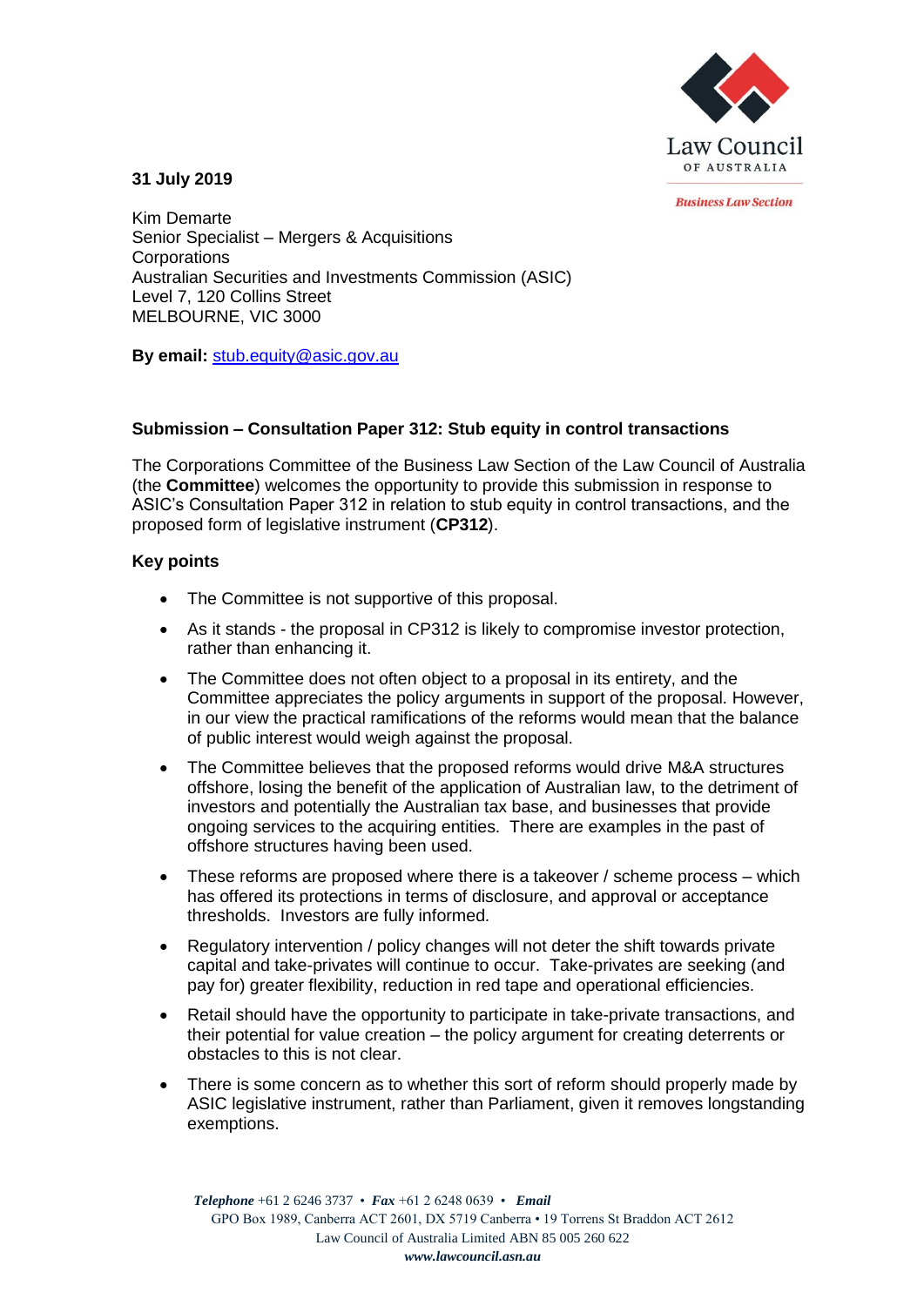**31 July 2019**

Kim Demarte
Senior Specialist – Mergers & Acquisitions
Corporations
Australian Securities and Investments Commission (ASIC)
Level 7, 120 Collins Street
MELBOURNE, VIC 3000

**By email:** stub.equity@asic.gov.au

### Submission – Consultation Paper 312: Stub equity in control transactions

The Corporations Committee of the Business Law Section of the Law Council of Australia (the **Committee**) welcomes the opportunity to provide this submission in response to ASIC's Consultation Paper 312 in relation to stub equity in control transactions, and the proposed form of legislative instrument (**CP312**).

### Key points

- The Committee is not supportive of this proposal.
- As it stands - the proposal in CP312 is likely to compromise investor protection, rather than enhancing it.
- The Committee does not often object to a proposal in its entirety, and the Committee appreciates the policy arguments in support of the proposal. However, in our view the practical ramifications of the reforms would mean that the balance of public interest would weigh against the proposal.
- The Committee believes that the proposed reforms would drive M&A structures offshore, losing the benefit of the application of Australian law, to the detriment of investors and potentially the Australian tax base, and businesses that provide ongoing services to the acquiring entities. There are examples in the past of offshore structures having been used.
- These reforms are proposed where there is a takeover / scheme process – which has offered its protections in terms of disclosure, and approval or acceptance thresholds. Investors are fully informed.
- Regulatory intervention / policy changes will not deter the shift towards private capital and take-privates will continue to occur. Take-privates are seeking (and pay for) greater flexibility, reduction in red tape and operational efficiencies.
- Retail should have the opportunity to participate in take-private transactions, and their potential for value creation – the policy argument for creating deterrents or obstacles to this is not clear.
- There is some concern as to whether this sort of reform should properly made by ASIC legislative instrument, rather than Parliament, given it removes longstanding exemptions.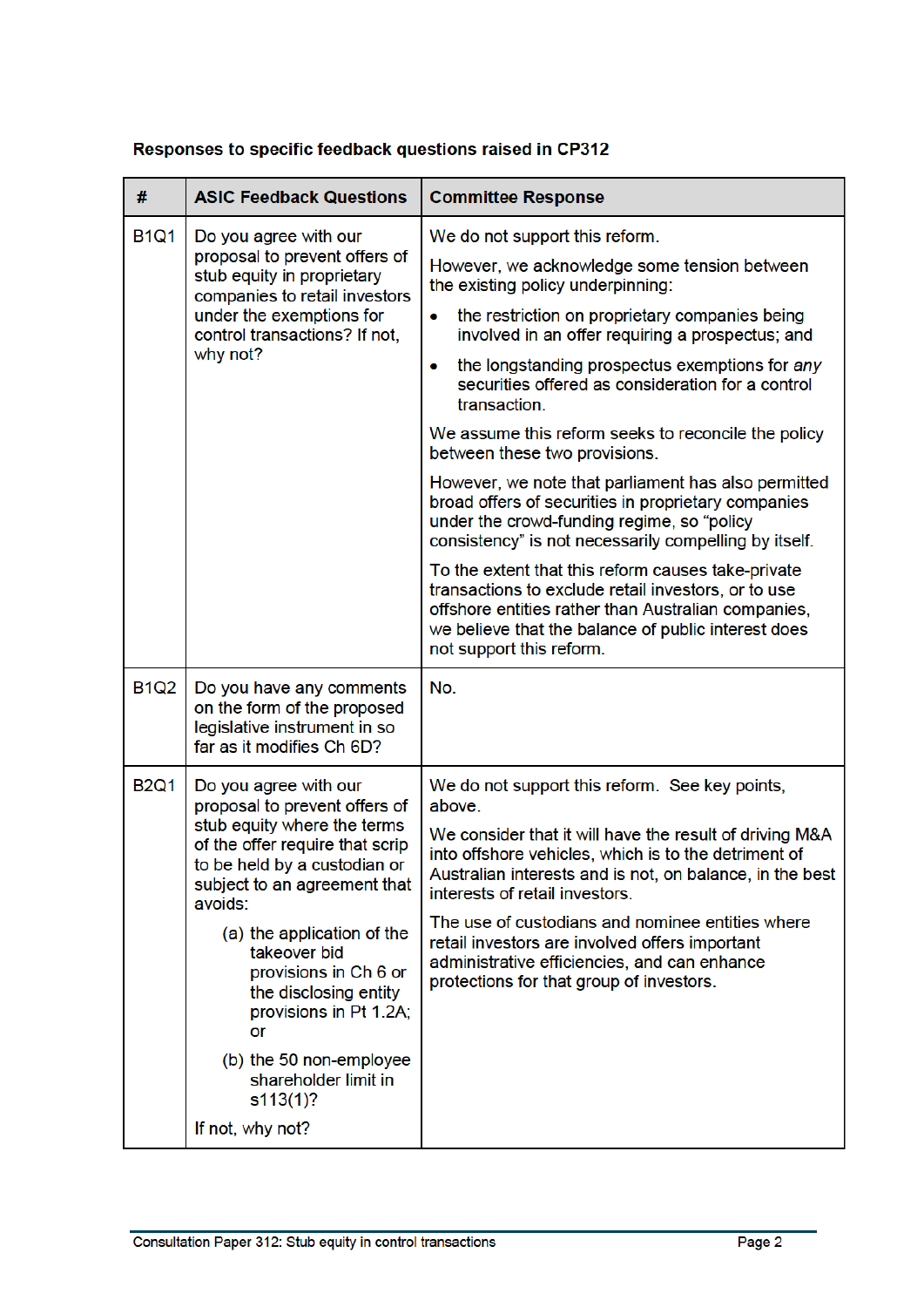**Responses to specific feedback questions raised in CP312**

| # | ASIC Feedback Questions | Committee Response |
|---|---|---|
| B1Q1 | Do you agree with our proposal to prevent offers of stub equity in proprietary companies to retail investors under the exemptions for control transactions? If not, why not? | We do not support this reform.<br><br>However, we acknowledge some tension between the existing policy underpinning:<br><br>• the restriction on proprietary companies being involved in an offer requiring a prospectus; and<br>• the longstanding prospectus exemptions for *any* securities offered as consideration for a control transaction.<br><br>We assume this reform seeks to reconcile the policy between these two provisions.<br><br>However, we note that parliament has also permitted broad offers of securities in proprietary companies under the crowd-funding regime, so "policy consistency" is not necessarily compelling by itself.<br><br>To the extent that this reform causes take-private transactions to exclude retail investors, or to use offshore entities rather than Australian companies, we believe that the balance of public interest does not support this reform. |
| B1Q2 | Do you have any comments on the form of the proposed legislative instrument in so far as it modifies Ch 6D? | No. |
| B2Q1 | Do you agree with our proposal to prevent offers of stub equity where the terms of the offer require that scrip to be held by a custodian or subject to an agreement that avoids:<br><br>(a) the application of the takeover bid provisions in Ch 6 or the disclosing entity provisions in Pt 1.2A; or<br><br>(b) the 50 non-employee shareholder limit in s113(1)?<br><br>If not, why not? | We do not support this reform. See key points, above.<br><br>We consider that it will have the result of driving M&A into offshore vehicles, which is to the detriment of Australian interests and is not, on balance, in the best interests of retail investors.<br><br>The use of custodians and nominee entities where retail investors are involved offers important administrative efficiencies, and can enhance protections for that group of investors. |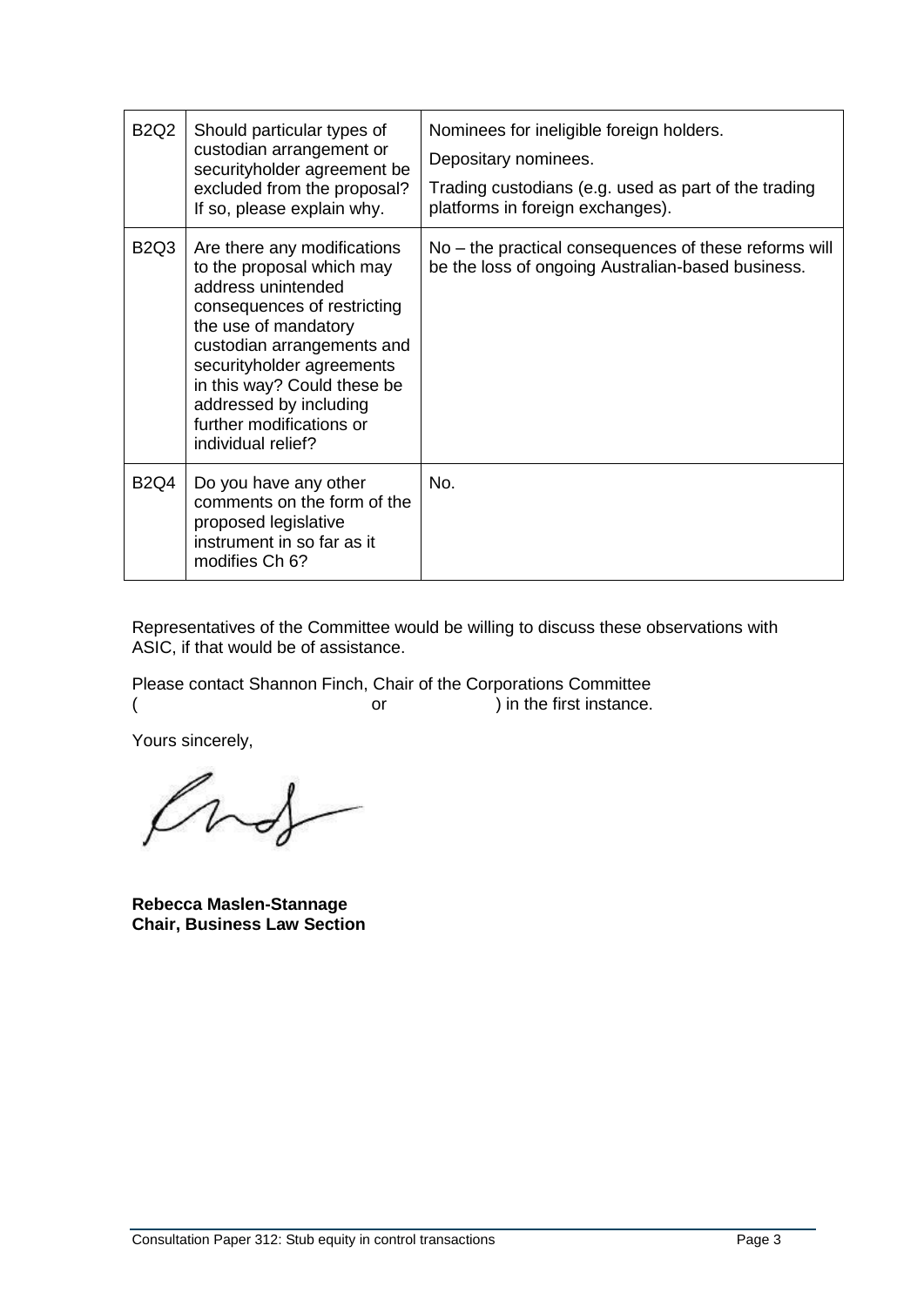| | | |
|---|---|---|
| B2Q2 | Should particular types of custodian arrangement or securityholder agreement be excluded from the proposal? If so, please explain why. | Nominees for ineligible foreign holders.<br><br>Depositary nominees.<br><br>Trading custodians (e.g. used as part of the trading platforms in foreign exchanges). |
| B2Q3 | Are there any modifications to the proposal which may address unintended consequences of restricting the use of mandatory custodian arrangements and securityholder agreements in this way? Could these be addressed by including further modifications or individual relief? | No – the practical consequences of these reforms will be the loss of ongoing Australian-based business. |
| B2Q4 | Do you have any other comments on the form of the proposed legislative instrument in so far as it modifies Ch 6? | No. |

Representatives of the Committee would be willing to discuss these observations with ASIC, if that would be of assistance.

Please contact Shannon Finch, Chair of the Corporations Committee ( or ) in the first instance.

Yours sincerely,

**Rebecca Maslen-Stannage**
**Chair, Business Law Section**